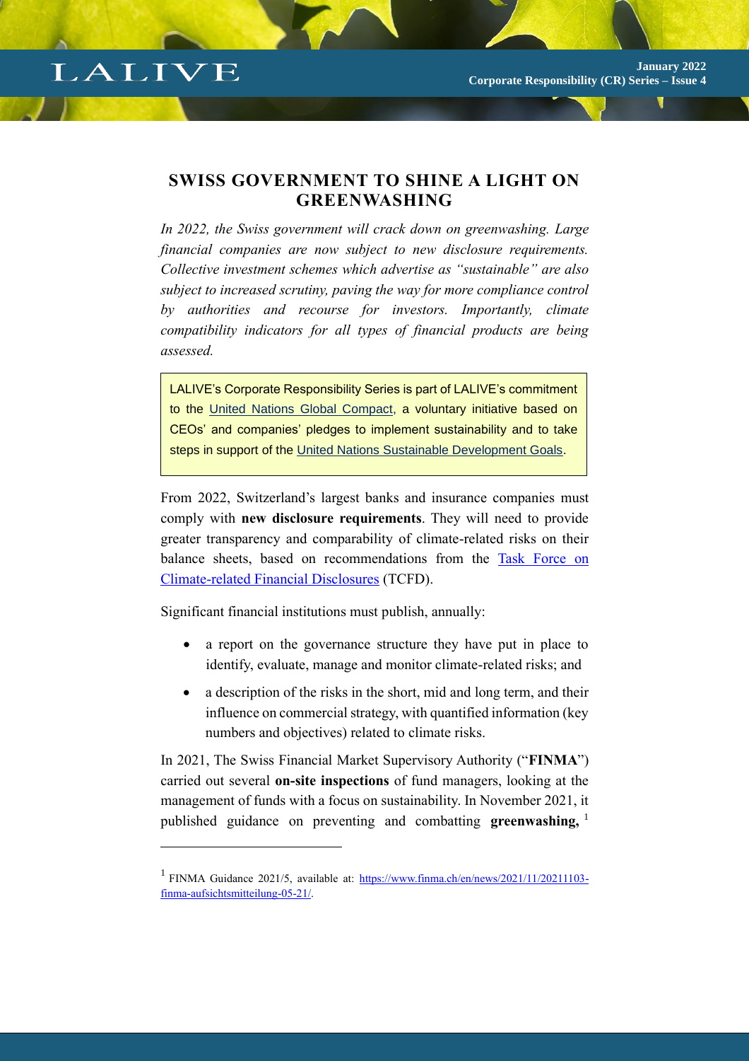# SWISS GOVERNMENT TO SHINE A LIGHT ON GREENWASHING

*In 2022, the Swiss government will crack down on greenwashing. Large financial companies are now subject to new disclosure requirements. Collective investment schemes which advertise as "sustainable" are also subject to increased scrutiny, paving the way for more compliance control by authorities and recourse for investors. Importantly, climate compatibility indicators for all types of financial products are being assessed.*

> LALIVE's Corporate Responsibility Series is part of LALIVE's commitment to the [United Nations Global Compact](), a voluntary initiative based on CEOs' and companies' pledges to implement sustainability and to take steps in support of the [United Nations Sustainable Development Goals]().

From 2022, Switzerland's largest banks and insurance companies must comply with **new disclosure requirements**. They will need to provide greater transparency and comparability of climate-related risks on their balance sheets, based on recommendations from the [Task Force on Climate-related Financial Disclosures]() (TCFD).

Significant financial institutions must publish, annually:

- a report on the governance structure they have put in place to identify, evaluate, manage and monitor climate-related risks; and
- a description of the risks in the short, mid and long term, and their influence on commercial strategy, with quantified information (key numbers and objectives) related to climate risks.

In 2021, The Swiss Financial Market Supervisory Authority ("**FINMA**") carried out several **on-site inspections** of fund managers, looking at the management of funds with a focus on sustainability. In November 2021, it published guidance on preventing and combatting **greenwashing,** [1]

[1] FINMA Guidance 2021/5, available at: https://www.finma.ch/en/news/2021/11/20211103-finma-aufsichtsmitteilung-05-21/.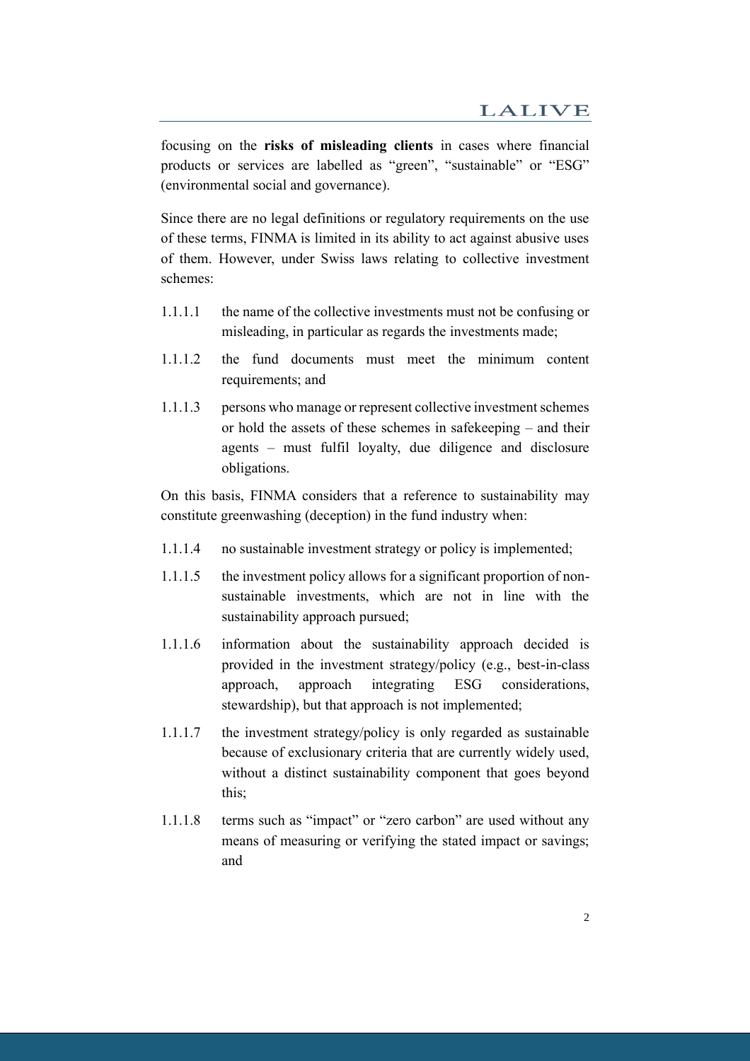focusing on the **risks of misleading clients** in cases where financial products or services are labelled as "green", "sustainable" or "ESG" (environmental social and governance).

Since there are no legal definitions or regulatory requirements on the use of these terms, FINMA is limited in its ability to act against abusive uses of them. However, under Swiss laws relating to collective investment schemes:

1.1.1.1 the name of the collective investments must not be confusing or misleading, in particular as regards the investments made;

1.1.1.2 the fund documents must meet the minimum content requirements; and

1.1.1.3 persons who manage or represent collective investment schemes or hold the assets of these schemes in safekeeping – and their agents – must fulfil loyalty, due diligence and disclosure obligations.

On this basis, FINMA considers that a reference to sustainability may constitute greenwashing (deception) in the fund industry when:

1.1.1.4 no sustainable investment strategy or policy is implemented;

1.1.1.5 the investment policy allows for a significant proportion of non-sustainable investments, which are not in line with the sustainability approach pursued;

1.1.1.6 information about the sustainability approach decided is provided in the investment strategy/policy (e.g., best-in-class approach, approach integrating ESG considerations, stewardship), but that approach is not implemented;

1.1.1.7 the investment strategy/policy is only regarded as sustainable because of exclusionary criteria that are currently widely used, without a distinct sustainability component that goes beyond this;

1.1.1.8 terms such as "impact" or "zero carbon" are used without any means of measuring or verifying the stated impact or savings; and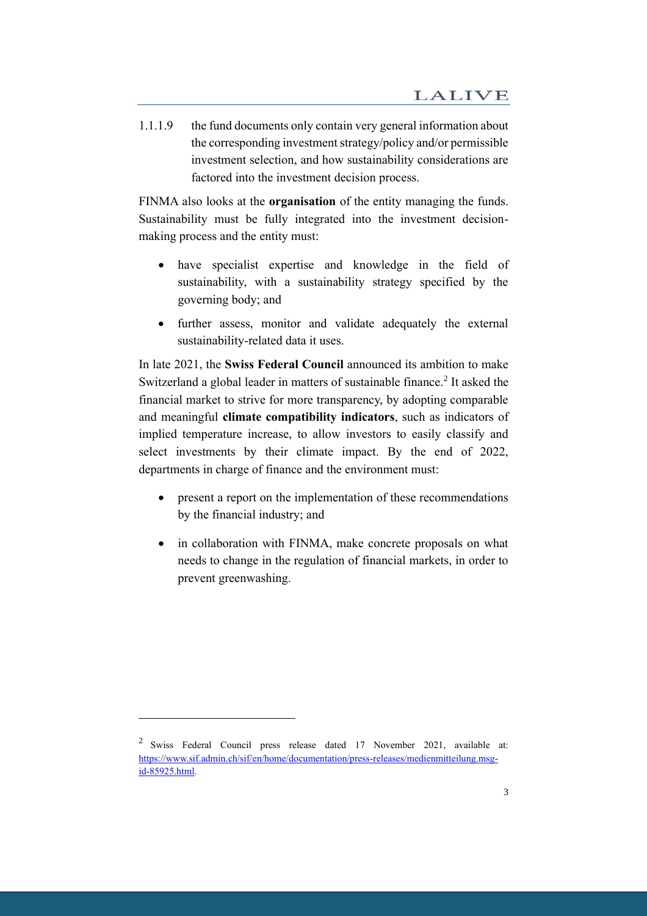1.1.1.9 the fund documents only contain very general information about the corresponding investment strategy/policy and/or permissible investment selection, and how sustainability considerations are factored into the investment decision process.

FINMA also looks at the **organisation** of the entity managing the funds. Sustainability must be fully integrated into the investment decision-making process and the entity must:

- have specialist expertise and knowledge in the field of sustainability, with a sustainability strategy specified by the governing body; and
- further assess, monitor and validate adequately the external sustainability-related data it uses.

In late 2021, the **Swiss Federal Council** announced its ambition to make Switzerland a global leader in matters of sustainable finance.[2] It asked the financial market to strive for more transparency, by adopting comparable and meaningful **climate compatibility indicators**, such as indicators of implied temperature increase, to allow investors to easily classify and select investments by their climate impact. By the end of 2022, departments in charge of finance and the environment must:

- present a report on the implementation of these recommendations by the financial industry; and
- in collaboration with FINMA, make concrete proposals on what needs to change in the regulation of financial markets, in order to prevent greenwashing.

---

[2] Swiss Federal Council press release dated 17 November 2021, available at: https://www.sif.admin.ch/sif/en/home/documentation/press-releases/medienmitteilung.msg-id-85925.html.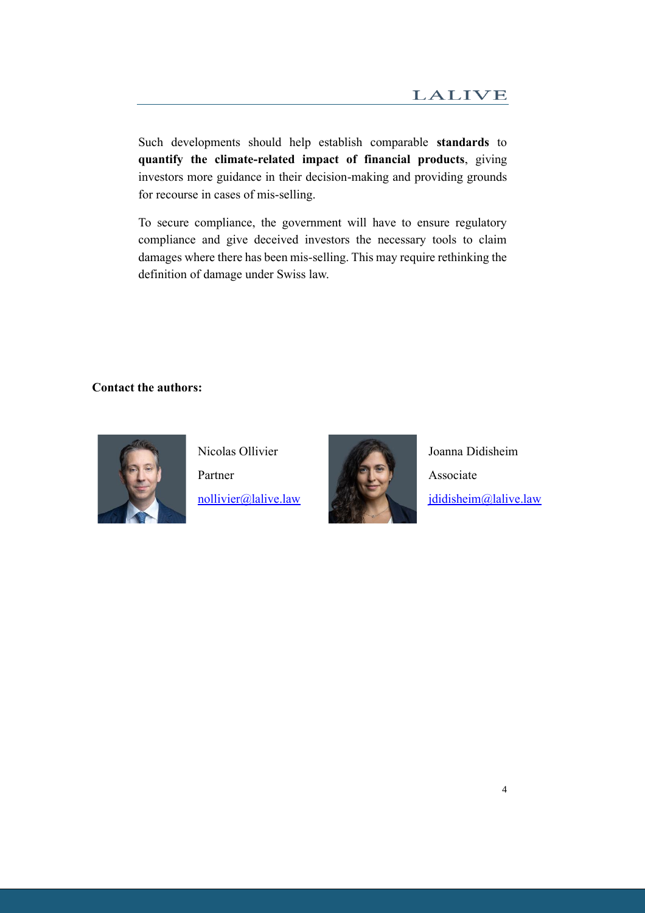Such developments should help establish comparable **standards to quantify the climate-related impact of financial products**, giving investors more guidance in their decision-making and providing grounds for recourse in cases of mis-selling.

To secure compliance, the government will have to ensure regulatory compliance and give deceived investors the necessary tools to claim damages where there has been mis-selling. This may require rethinking the definition of damage under Swiss law.

**Contact the authors:**

Nicolas Ollivier

Partner

nollivier@lalive.law

Joanna Didisheim

Associate

jdidisheim@lalive.law